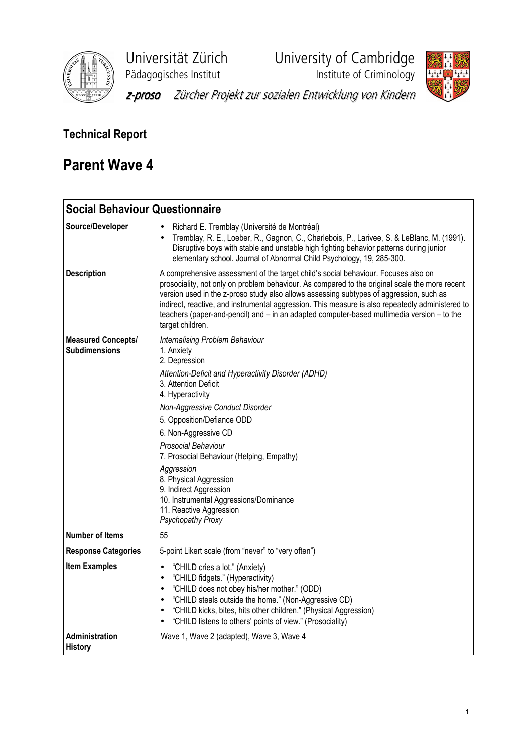Universität Zürich
Pädagogisches Institut

University of Cambridge
Institute of Criminology

*z-proso* *Zürcher Projekt zur sozialen Entwicklung von Kindern*

## Technical Report

# Parent Wave 4

## Social Behaviour Questionnaire

| | |
|---|---|
| **Source/Developer** | • Richard E. Tremblay (Université de Montréal)<br>• Tremblay, R. E., Loeber, R., Gagnon, C., Charlebois, P., Larivee, S. & LeBlanc, M. (1991). Disruptive boys with stable and unstable high fighting behavior patterns during junior elementary school. Journal of Abnormal Child Psychology, 19, 285-300. |
| **Description** | A comprehensive assessment of the target child's social behaviour. Focuses also on prosociality, not only on problem behaviour. As compared to the original scale the more recent version used in the z-proso study also allows assessing subtypes of aggression, such as indirect, reactive, and instrumental aggression. This measure is also repeatedly administered to teachers (paper-and-pencil) and – in an adapted computer-based multimedia version – to the target children. |
| **Measured Concepts/ Subdimensions** | *Internalising Problem Behaviour*<br>1. Anxiety<br>2. Depression<br>*Attention-Deficit and Hyperactivity Disorder (ADHD)*<br>3. Attention Deficit<br>4. Hyperactivity<br>*Non-Aggressive Conduct Disorder*<br>5. Opposition/Defiance ODD<br>6. Non-Aggressive CD<br>*Prosocial Behaviour*<br>7. Prosocial Behaviour (Helping, Empathy)<br>*Aggression*<br>8. Physical Aggression<br>9. Indirect Aggression<br>10. Instrumental Aggressions/Dominance<br>11. Reactive Aggression<br>*Psychopathy Proxy* |
| **Number of Items** | 55 |
| **Response Categories** | 5-point Likert scale (from "never" to "very often") |
| **Item Examples** | • "CHILD cries a lot." (Anxiety)<br>• "CHILD fidgets." (Hyperactivity)<br>• "CHILD does not obey his/her mother." (ODD)<br>• "CHILD steals outside the home." (Non-Aggressive CD)<br>• "CHILD kicks, bites, hits other children." (Physical Aggression)<br>• "CHILD listens to others' points of view." (Prosociality) |
| **Administration History** | Wave 1, Wave 2 (adapted), Wave 3, Wave 4 |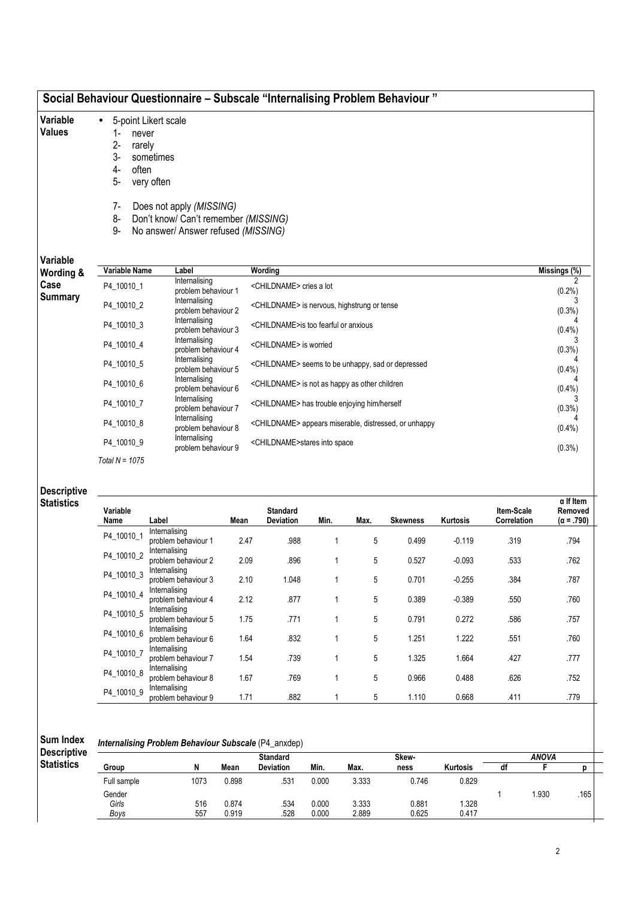## Social Behaviour Questionnaire – Subscale "Internalising Problem Behaviour "

**Variable Values**

- 5-point Likert scale
  1- never
  2- rarely
  3- sometimes
  4- often
  5- very often

  7- *Does not apply (MISSING)*
  8- *Don't know/ Can't remember (MISSING)*
  9- *No answer/ Answer refused (MISSING)*

**Variable Wording & Case Summary**

| Variable Name | Label | Wording | Missings (%) |
|---|---|---|---|
| P4_10010_1 | Internalising problem behaviour 1 | <CHILDNAME> cries a lot | 2 (0.2%) |
| P4_10010_2 | Internalising problem behaviour 2 | <CHILDNAME> is nervous, highstrung or tense | 3 (0.3%) |
| P4_10010_3 | Internalising problem behaviour 3 | <CHILDNAME>is too fearful or anxious | 4 (0.4%) |
| P4_10010_4 | Internalising problem behaviour 4 | <CHILDNAME> is worried | 3 (0.3%) |
| P4_10010_5 | Internalising problem behaviour 5 | <CHILDNAME> seems to be unhappy, sad or depressed | 4 (0.4%) |
| P4_10010_6 | Internalising problem behaviour 6 | <CHILDNAME> is not as happy as other children | 4 (0.4%) |
| P4_10010_7 | Internalising problem behaviour 7 | <CHILDNAME> has trouble enjoying him/herself | 3 (0.3%) |
| P4_10010_8 | Internalising problem behaviour 8 | <CHILDNAME> appears miserable, distressed, or unhappy | 4 (0.4%) |
| P4_10010_9 | Internalising problem behaviour 9 | <CHILDNAME>stares into space | (0.3%) |

*Total N = 1075*

**Descriptive Statistics**

| Variable Name | Label | Mean | Standard Deviation | Min. | Max. | Skewness | Kurtosis | Item-Scale Correlation | α If Item Removed (α = .790) |
|---|---|---|---|---|---|---|---|---|---|
| P4_10010_1 | Internalising problem behaviour 1 | 2.47 | .988 | 1 | 5 | 0.499 | -0.119 | .319 | .794 |
| P4_10010_2 | Internalising problem behaviour 2 | 2.09 | .896 | 1 | 5 | 0.527 | -0.093 | .533 | .762 |
| P4_10010_3 | Internalising problem behaviour 3 | 2.10 | 1.048 | 1 | 5 | 0.701 | -0.255 | .384 | .787 |
| P4_10010_4 | Internalising problem behaviour 4 | 2.12 | .877 | 1 | 5 | 0.389 | -0.389 | .550 | .760 |
| P4_10010_5 | Internalising problem behaviour 5 | 1.75 | .771 | 1 | 5 | 0.791 | 0.272 | .586 | .757 |
| P4_10010_6 | Internalising problem behaviour 6 | 1.64 | .832 | 1 | 5 | 1.251 | 1.222 | .551 | .760 |
| P4_10010_7 | Internalising problem behaviour 7 | 1.54 | .739 | 1 | 5 | 1.325 | 1.664 | .427 | .777 |
| P4_10010_8 | Internalising problem behaviour 8 | 1.67 | .769 | 1 | 5 | 0.966 | 0.488 | .626 | .752 |
| P4_10010_9 | Internalising problem behaviour 9 | 1.71 | .882 | 1 | 5 | 1.110 | 0.668 | .411 | .779 |

**Sum Index Descriptive Statistics**

***Internalising Problem Behaviour Subscale*** (P4_anxdep)

| Group | N | Mean | Standard Deviation | Min. | Max. | Skew-ness | Kurtosis | ANOVA df | ANOVA F | ANOVA p |
|---|---|---|---|---|---|---|---|---|---|---|
| Full sample | 1073 | 0.898 | .531 | 0.000 | 3.333 | 0.746 | 0.829 | | | |
| Gender | | | | | | | | 1 | 1.930 | .165 |
| *Girls* | 516 | 0.874 | .534 | 0.000 | 3.333 | 0.881 | 1.328 | | | |
| *Boys* | 557 | 0.919 | .528 | 0.000 | 2.889 | 0.625 | 0.417 | | | |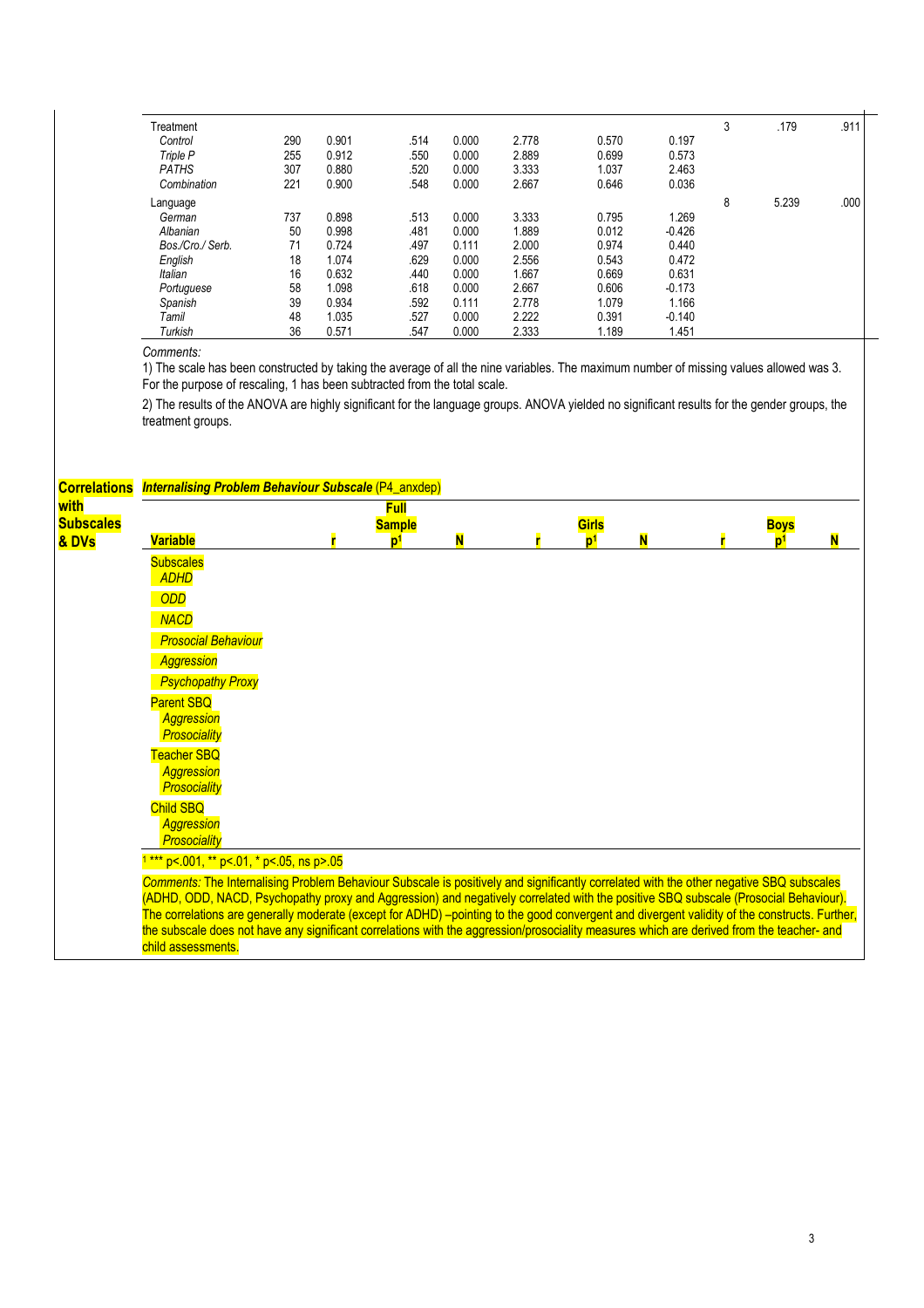| | | | | | | | | | | |
|---|---|---|---|---|---|---|---|---|---|---|
| Treatment | | | | | | | | 3 | .179 | .911 |
| *Control* | 290 | 0.901 | .514 | 0.000 | 2.778 | 0.570 | 0.197 | | | |
| *Triple P* | 255 | 0.912 | .550 | 0.000 | 2.889 | 0.699 | 0.573 | | | |
| *PATHS* | 307 | 0.880 | .520 | 0.000 | 3.333 | 1.037 | 2.463 | | | |
| *Combination* | 221 | 0.900 | .548 | 0.000 | 2.667 | 0.646 | 0.036 | | | |
| Language | | | | | | | | 8 | 5.239 | .000 |
| *German* | 737 | 0.898 | .513 | 0.000 | 3.333 | 0.795 | 1.269 | | | |
| *Albanian* | 50 | 0.998 | .481 | 0.000 | 1.889 | 0.012 | -0.426 | | | |
| *Bos./Cro./ Serb.* | 71 | 0.724 | .497 | 0.111 | 2.000 | 0.974 | 0.440 | | | |
| *English* | 18 | 1.074 | .629 | 0.000 | 2.556 | 0.543 | 0.472 | | | |
| *Italian* | 16 | 0.632 | .440 | 0.000 | 1.667 | 0.669 | 0.631 | | | |
| *Portuguese* | 58 | 1.098 | .618 | 0.000 | 2.667 | 0.606 | -0.173 | | | |
| *Spanish* | 39 | 0.934 | .592 | 0.111 | 2.778 | 1.079 | 1.166 | | | |
| *Tamil* | 48 | 1.035 | .527 | 0.000 | 2.222 | 0.391 | -0.140 | | | |
| *Turkish* | 36 | 0.571 | .547 | 0.000 | 2.333 | 1.189 | 1.451 | | | |

*Comments:*

1) The scale has been constructed by taking the average of all the nine variables. The maximum number of missing values allowed was 3. For the purpose of rescaling, 1 has been subtracted from the total scale.

2) The results of the ANOVA are highly significant for the language groups. ANOVA yielded no significant results for the gender groups, the treatment groups.

**Correlations with Subscales & DVs**

***Internalising Problem Behaviour Subscale*** (P4_anxdep)

| | Full Sample | | | Girls | | | Boys | | |
|---|---|---|---|---|---|---|---|---|---|
| **Variable** | **r** | **p[1]** | **N** | **r** | **p[1]** | **N** | **r** | **p[1]** | **N** |
| Subscales | | | | | | | | | |
| *ADHD* | | | | | | | | | |
| *ODD* | | | | | | | | | |
| *NACD* | | | | | | | | | |
| *Prosocial Behaviour* | | | | | | | | | |
| *Aggression* | | | | | | | | | |
| *Psychopathy Proxy* | | | | | | | | | |
| Parent SBQ | | | | | | | | | |
| *Aggression* | | | | | | | | | |
| *Prosociality* | | | | | | | | | |
| Teacher SBQ | | | | | | | | | |
| *Aggression* | | | | | | | | | |
| *Prosociality* | | | | | | | | | |
| Child SBQ | | | | | | | | | |
| *Aggression* | | | | | | | | | |
| *Prosociality* | | | | | | | | | |

[1] *** p<.001, ** p<.01, * p<.05, ns p>.05

*Comments:* The Internalising Problem Behaviour Subscale is positively and significantly correlated with the other negative SBQ subscales (ADHD, ODD, NACD, Psychopathy proxy and Aggression) and negatively correlated with the positive SBQ subscale (Prosocial Behaviour). The correlations are generally moderate (except for ADHD) –pointing to the good convergent and divergent validity of the constructs. Further, the subscale does not have any significant correlations with the aggression/prosociality measures which are derived from the teacher- and child assessments.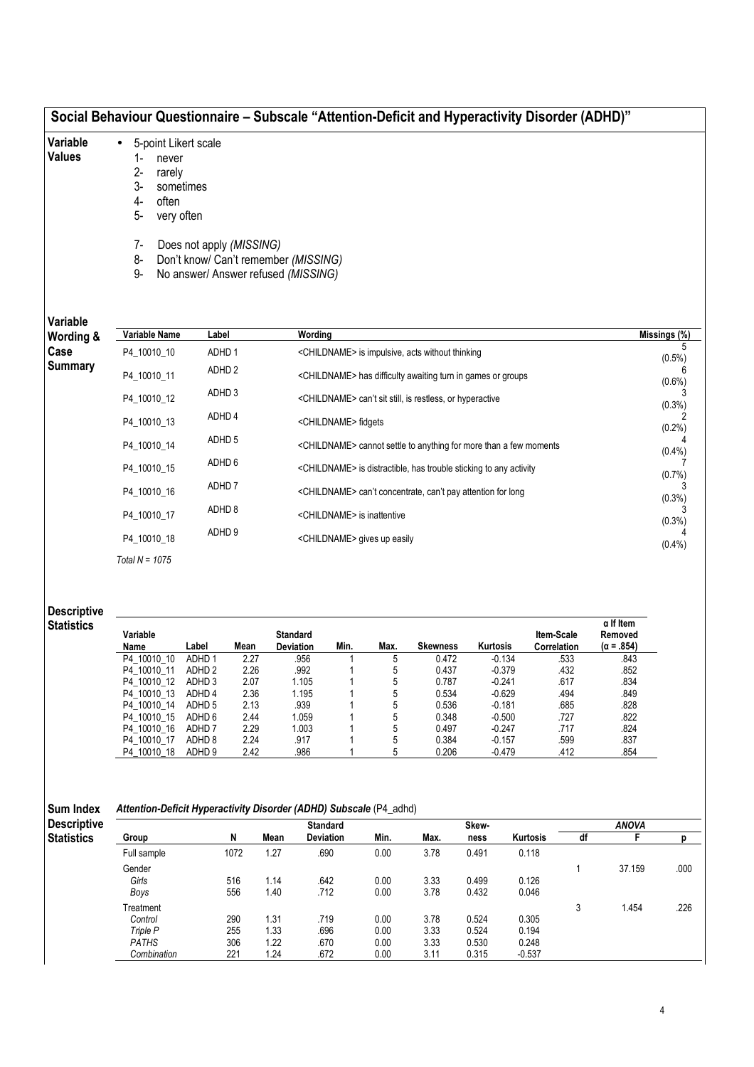## Social Behaviour Questionnaire – Subscale "Attention-Deficit and Hyperactivity Disorder (ADHD)"

**Variable Values**

- 5-point Likert scale
  1- never
  2- rarely
  3- sometimes
  4- often
  5- very often

  7- Does not apply *(MISSING)*
  8- Don't know/ Can't remember *(MISSING)*
  9- No answer/ Answer refused *(MISSING)*

**Variable Wording & Case Summary**

| Variable Name | Label | Wording | Missings (%) |
|---|---|---|---|
| P4_10010_10 | ADHD 1 | <CHILDNAME> is impulsive, acts without thinking | 5 (0.5%) |
| P4_10010_11 | ADHD 2 | <CHILDNAME> has difficulty awaiting turn in games or groups | 6 (0.6%) |
| P4_10010_12 | ADHD 3 | <CHILDNAME> can't sit still, is restless, or hyperactive | 3 (0.3%) |
| P4_10010_13 | ADHD 4 | <CHILDNAME> fidgets | 2 (0.2%) |
| P4_10010_14 | ADHD 5 | <CHILDNAME> cannot settle to anything for more than a few moments | 4 (0.4%) |
| P4_10010_15 | ADHD 6 | <CHILDNAME> is distractible, has trouble sticking to any activity | 7 (0.7%) |
| P4_10010_16 | ADHD 7 | <CHILDNAME> can't concentrate, can't pay attention for long | 3 (0.3%) |
| P4_10010_17 | ADHD 8 | <CHILDNAME> is inattentive | 3 (0.3%) |
| P4_10010_18 | ADHD 9 | <CHILDNAME> gives up easily | 4 (0.4%) |

*Total N = 1075*

**Descriptive Statistics**

| Variable Name | Label | Mean | Standard Deviation | Min. | Max. | Skewness | Kurtosis | Item-Scale Correlation | α If Item Removed (α = .854) |
|---|---|---|---|---|---|---|---|---|---|
| P4_10010_10 | ADHD 1 | 2.27 | .956 | 1 | 5 | 0.472 | -0.134 | .533 | .843 |
| P4_10010_11 | ADHD 2 | 2.26 | .992 | 1 | 5 | 0.437 | -0.379 | .432 | .852 |
| P4_10010_12 | ADHD 3 | 2.07 | 1.105 | 1 | 5 | 0.787 | -0.241 | .617 | .834 |
| P4_10010_13 | ADHD 4 | 2.36 | 1.195 | 1 | 5 | 0.534 | -0.629 | .494 | .849 |
| P4_10010_14 | ADHD 5 | 2.13 | .939 | 1 | 5 | 0.536 | -0.181 | .685 | .828 |
| P4_10010_15 | ADHD 6 | 2.44 | 1.059 | 1 | 5 | 0.348 | -0.500 | .727 | .822 |
| P4_10010_16 | ADHD 7 | 2.29 | 1.003 | 1 | 5 | 0.497 | -0.247 | .717 | .824 |
| P4_10010_17 | ADHD 8 | 2.24 | .917 | 1 | 5 | 0.384 | -0.157 | .599 | .837 |
| P4_10010_18 | ADHD 9 | 2.42 | .986 | 1 | 5 | 0.206 | -0.479 | .412 | .854 |

**Sum Index Descriptive Statistics**

***Attention-Deficit Hyperactivity Disorder (ADHD) Subscale*** (P4_adhd)

| Group | N | Mean | Standard Deviation | Min. | Max. | Skew-ness | Kurtosis | ANOVA df | ANOVA F | ANOVA p |
|---|---|---|---|---|---|---|---|---|---|---|
| Full sample | 1072 | 1.27 | .690 | 0.00 | 3.78 | 0.491 | 0.118 | | | |
| Gender | | | | | | | | 1 | 37.159 | .000 |
| *Girls* | 516 | 1.14 | .642 | 0.00 | 3.33 | 0.499 | 0.126 | | | |
| *Boys* | 556 | 1.40 | .712 | 0.00 | 3.78 | 0.432 | 0.046 | | | |
| Treatment | | | | | | | | 3 | 1.454 | .226 |
| *Control* | 290 | 1.31 | .719 | 0.00 | 3.78 | 0.524 | 0.305 | | | |
| *Triple P* | 255 | 1.33 | .696 | 0.00 | 3.33 | 0.524 | 0.194 | | | |
| *PATHS* | 306 | 1.22 | .670 | 0.00 | 3.33 | 0.530 | 0.248 | | | |
| *Combination* | 221 | 1.24 | .672 | 0.00 | 3.11 | 0.315 | -0.537 | | | |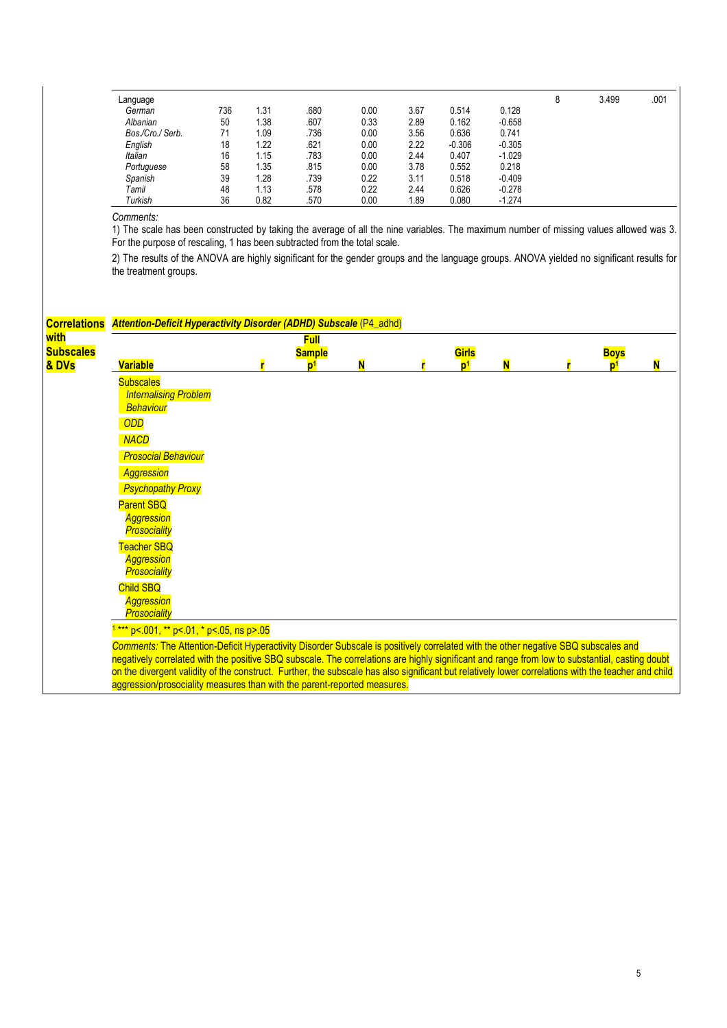| Language | | | | | | | | 8 | 3.499 | .001 |
|---|---|---|---|---|---|---|---|---|---|---|
| *German* | 736 | 1.31 | .680 | 0.00 | 3.67 | 0.514 | 0.128 | | | |
| *Albanian* | 50 | 1.38 | .607 | 0.33 | 2.89 | 0.162 | -0.658 | | | |
| *Bos./Cro./ Serb.* | 71 | 1.09 | .736 | 0.00 | 3.56 | 0.636 | 0.741 | | | |
| *English* | 18 | 1.22 | .621 | 0.00 | 2.22 | -0.306 | -0.305 | | | |
| *Italian* | 16 | 1.15 | .783 | 0.00 | 2.44 | 0.407 | -1.029 | | | |
| *Portuguese* | 58 | 1.35 | .815 | 0.00 | 3.78 | 0.552 | 0.218 | | | |
| *Spanish* | 39 | 1.28 | .739 | 0.22 | 3.11 | 0.518 | -0.409 | | | |
| *Tamil* | 48 | 1.13 | .578 | 0.22 | 2.44 | 0.626 | -0.278 | | | |
| *Turkish* | 36 | 0.82 | .570 | 0.00 | 1.89 | 0.080 | -1.274 | | | |

*Comments:*

1) The scale has been constructed by taking the average of all the nine variables. The maximum number of missing values allowed was 3. For the purpose of rescaling, 1 has been subtracted from the total scale.

2) The results of the ANOVA are highly significant for the gender groups and the language groups. ANOVA yielded no significant results for the treatment groups.

**Correlations with Subscales & DVs**

***Attention-Deficit Hyperactivity Disorder (ADHD) Subscale*** (P4_adhd)

| Variable | Full Sample | | | Girls | | | Boys | | |
|---|---|---|---|---|---|---|---|---|---|
| | r | p[1] | N | r | p[1] | N | r | p[1] | N |
| Subscales | | | | | | | | | |
| *Internalising Problem Behaviour* | | | | | | | | | |
| *ODD* | | | | | | | | | |
| *NACD* | | | | | | | | | |
| *Prosocial Behaviour* | | | | | | | | | |
| *Aggression* | | | | | | | | | |
| *Psychopathy Proxy* | | | | | | | | | |
| Parent SBQ | | | | | | | | | |
| *Aggression* | | | | | | | | | |
| *Prosociality* | | | | | | | | | |
| Teacher SBQ | | | | | | | | | |
| *Aggression* | | | | | | | | | |
| *Prosociality* | | | | | | | | | |
| Child SBQ | | | | | | | | | |
| *Aggression* | | | | | | | | | |
| *Prosociality* | | | | | | | | | |

[1] *** p<.001, ** p<.01, * p<.05, ns p>.05

*Comments:* The Attention-Deficit Hyperactivity Disorder Subscale is positively correlated with the other negative SBQ subscales and negatively correlated with the positive SBQ subscale. The correlations are highly significant and range from low to substantial, casting doubt on the divergent validity of the construct. Further, the subscale has also significant but relatively lower correlations with the teacher and child aggression/prosociality measures than with the parent-reported measures.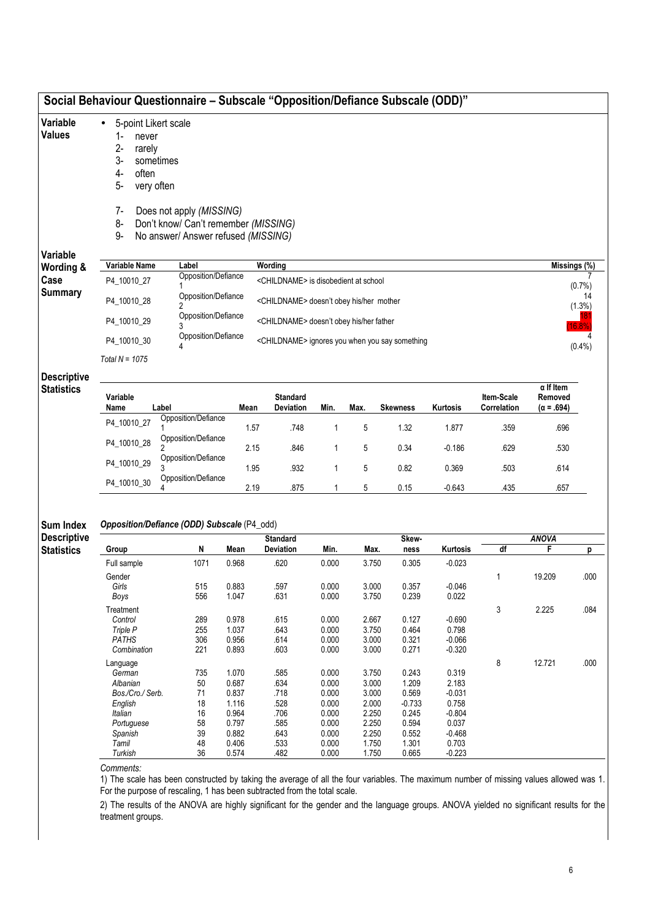## Social Behaviour Questionnaire – Subscale "Opposition/Defiance Subscale (ODD)"

**Variable Values**

- 5-point Likert scale
  1- never
  2- rarely
  3- sometimes
  4- often
  5- very often

  7- Does not apply *(MISSING)*
  8- Don't know/ Can't remember *(MISSING)*
  9- No answer/ Answer refused *(MISSING)*

**Variable Wording & Case Summary**

| Variable Name | Label | Wording | Missings (%) |
|---|---|---|---|
| P4_10010_27 | Opposition/Defiance 1 | <CHILDNAME> is disobedient at school | 7 (0.7%) |
| P4_10010_28 | Opposition/Defiance 2 | <CHILDNAME> doesn't obey his/her mother | 14 (1.3%) |
| P4_10010_29 | Opposition/Defiance 3 | <CHILDNAME> doesn't obey his/her father | 181 (16.8%) |
| P4_10010_30 | Opposition/Defiance 4 | <CHILDNAME> ignores you when you say something | 4 (0.4%) |

*Total N = 1075*

**Descriptive Statistics**

| Variable Name | Label | Mean | Standard Deviation | Min. | Max. | Skewness | Kurtosis | Item-Scale Correlation | α If Item Removed (α = .694) |
|---|---|---|---|---|---|---|---|---|---|
| P4_10010_27 | Opposition/Defiance 1 | 1.57 | .748 | 1 | 5 | 1.32 | 1.877 | .359 | .696 |
| P4_10010_28 | Opposition/Defiance 2 | 2.15 | .846 | 1 | 5 | 0.34 | -0.186 | .629 | .530 |
| P4_10010_29 | Opposition/Defiance 3 | 1.95 | .932 | 1 | 5 | 0.82 | 0.369 | .503 | .614 |
| P4_10010_30 | Opposition/Defiance 4 | 2.19 | .875 | 1 | 5 | 0.15 | -0.643 | .435 | .657 |

**Sum Index Descriptive Statistics**

*Opposition/Defiance (ODD) Subscale* (P4_odd)

| Group | N | Mean | Standard Deviation | Min. | Max. | Skew-ness | Kurtosis | ANOVA df | F | p |
|---|---|---|---|---|---|---|---|---|---|---|
| Full sample | 1071 | 0.968 | .620 | 0.000 | 3.750 | 0.305 | -0.023 | | | |
| Gender | | | | | | | | 1 | 19.209 | .000 |
| *Girls* | 515 | 0.883 | .597 | 0.000 | 3.000 | 0.357 | -0.046 | | | |
| *Boys* | 556 | 1.047 | .631 | 0.000 | 3.750 | 0.239 | 0.022 | | | |
| Treatment | | | | | | | | 3 | 2.225 | .084 |
| *Control* | 289 | 0.978 | .615 | 0.000 | 2.667 | 0.127 | -0.690 | | | |
| *Triple P* | 255 | 1.037 | .643 | 0.000 | 3.750 | 0.464 | 0.798 | | | |
| *PATHS* | 306 | 0.956 | .614 | 0.000 | 3.000 | 0.321 | -0.066 | | | |
| *Combination* | 221 | 0.893 | .603 | 0.000 | 3.000 | 0.271 | -0.320 | | | |
| Language | | | | | | | | 8 | 12.721 | .000 |
| *German* | 735 | 1.070 | .585 | 0.000 | 3.750 | 0.243 | 0.319 | | | |
| *Albanian* | 50 | 0.687 | .634 | 0.000 | 3.000 | 1.209 | 2.183 | | | |
| *Bos./Cro./ Serb.* | 71 | 0.837 | .718 | 0.000 | 3.000 | 0.569 | -0.031 | | | |
| *English* | 18 | 1.116 | .528 | 0.000 | 2.000 | -0.733 | 0.758 | | | |
| *Italian* | 16 | 0.964 | .706 | 0.000 | 2.250 | 0.245 | -0.804 | | | |
| *Portuguese* | 58 | 0.797 | .585 | 0.000 | 2.250 | 0.594 | 0.037 | | | |
| *Spanish* | 39 | 0.882 | .643 | 0.000 | 2.250 | 0.552 | -0.468 | | | |
| *Tamil* | 48 | 0.406 | .533 | 0.000 | 1.750 | 1.301 | 0.703 | | | |
| *Turkish* | 36 | 0.574 | .482 | 0.000 | 1.750 | 0.665 | -0.223 | | | |

*Comments:*

1) The scale has been constructed by taking the average of all the four variables. The maximum number of missing values allowed was 1. For the purpose of rescaling, 1 has been subtracted from the total scale.

2) The results of the ANOVA are highly significant for the gender and the language groups. ANOVA yielded no significant results for the treatment groups.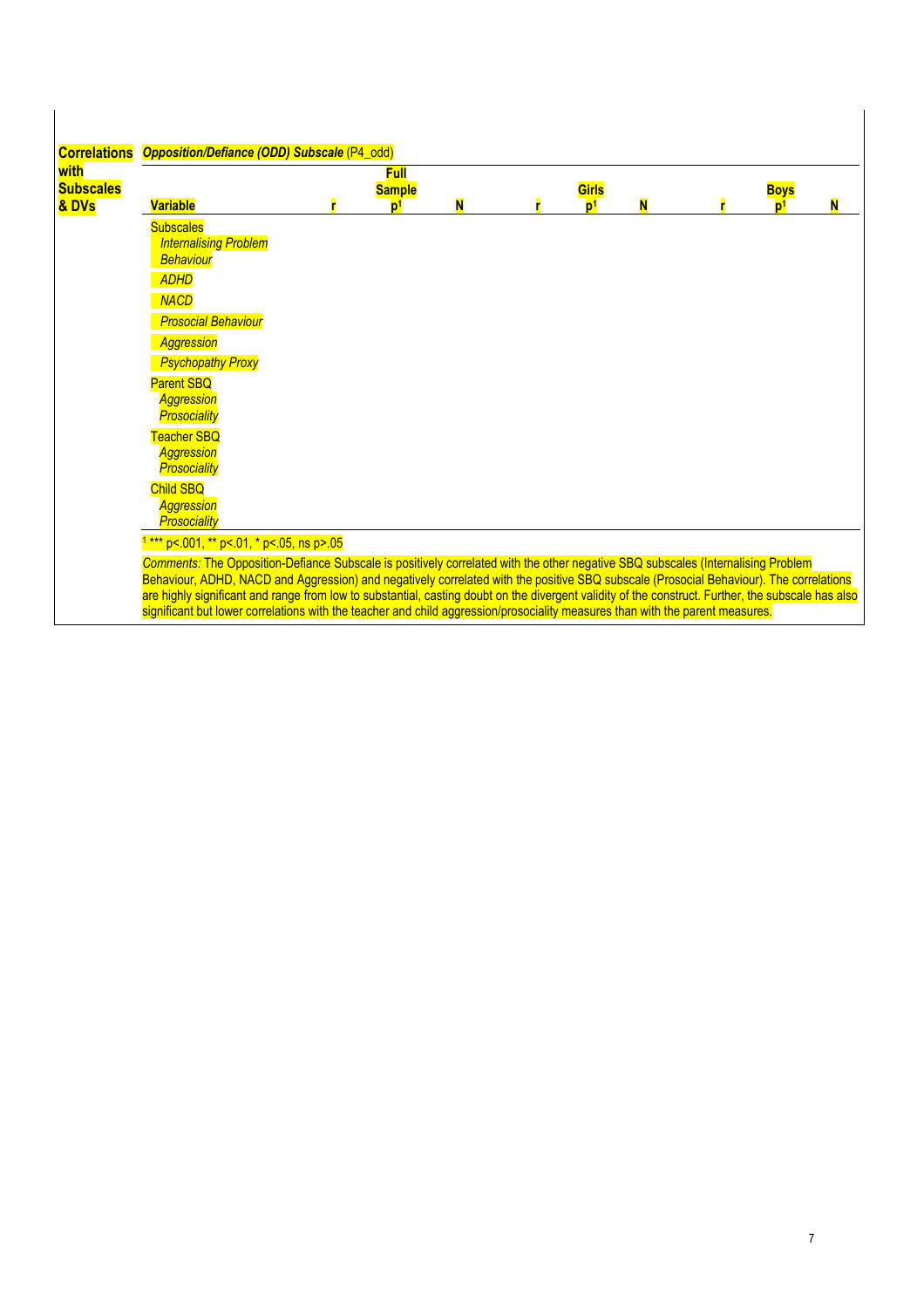**Correlations with Subscales & DVs**

***Opposition/Defiance (ODD) Subscale*** (P4_odd)

| **Variable** | | **Full Sample** | | | **Girls** | | | **Boys** | |
|---|---|---|---|---|---|---|---|---|---|
| | **r** | **p[1]** | **N** | **r** | **p[1]** | **N** | **r** | **p[1]** | **N** |
| Subscales | | | | | | | | | |
| *Internalising Problem Behaviour* | | | | | | | | | |
| *ADHD* | | | | | | | | | |
| *NACD* | | | | | | | | | |
| *Prosocial Behaviour* | | | | | | | | | |
| *Aggression* | | | | | | | | | |
| *Psychopathy Proxy* | | | | | | | | | |
| Parent SBQ | | | | | | | | | |
| *Aggression* | | | | | | | | | |
| *Prosociality* | | | | | | | | | |
| Teacher SBQ | | | | | | | | | |
| *Aggression* | | | | | | | | | |
| *Prosociality* | | | | | | | | | |
| Child SBQ | | | | | | | | | |
| *Aggression* | | | | | | | | | |
| *Prosociality* | | | | | | | | | |

[1] *** p<.001, ** p<.01, * p<.05, ns p>.05

*Comments:* The Opposition-Defiance Subscale is positively correlated with the other negative SBQ subscales (Internalising Problem Behaviour, ADHD, NACD and Aggression) and negatively correlated with the positive SBQ subscale (Prosocial Behaviour). The correlations are highly significant and range from low to substantial, casting doubt on the divergent validity of the construct. Further, the subscale has also significant but lower correlations with the teacher and child aggression/prosociality measures than with the parent measures.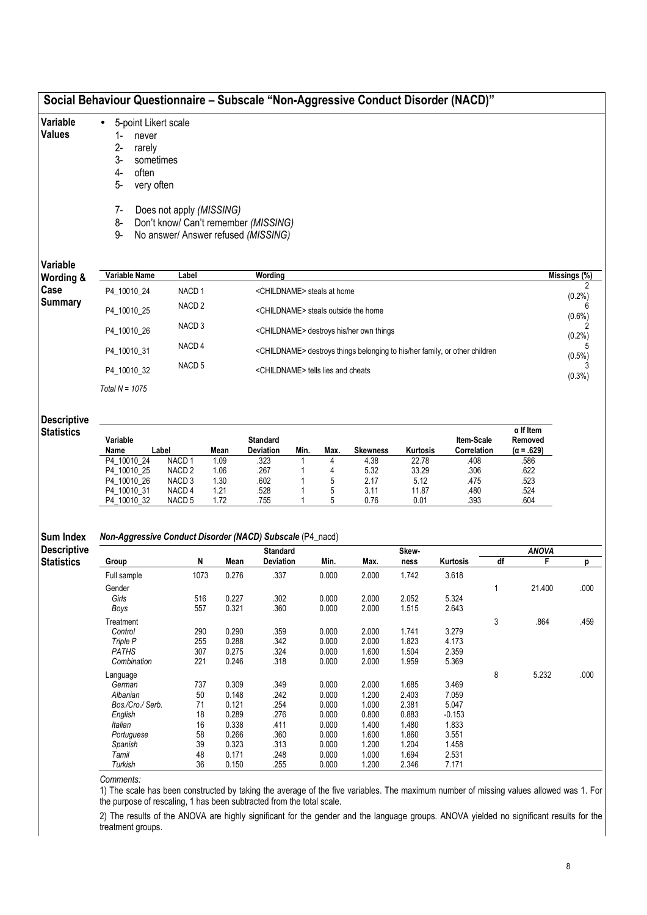## Social Behaviour Questionnaire – Subscale "Non-Aggressive Conduct Disorder (NACD)"

**Variable Values**

- 5-point Likert scale
  1- never
  2- rarely
  3- sometimes
  4- often
  5- very often

  7- Does not apply *(MISSING)*
  8- Don't know/ Can't remember *(MISSING)*
  9- No answer/ Answer refused *(MISSING)*

**Variable Wording & Case Summary**

| Variable Name | Label | Wording | Missings (%) |
|---|---|---|---|
| P4_10010_24 | NACD 1 | <CHILDNAME> steals at home | 2 (0.2%) |
| P4_10010_25 | NACD 2 | <CHILDNAME> steals outside the home | 6 (0.6%) |
| P4_10010_26 | NACD 3 | <CHILDNAME> destroys his/her own things | 2 (0.2%) |
| P4_10010_31 | NACD 4 | <CHILDNAME> destroys things belonging to his/her family, or other children | 5 (0.5%) |
| P4_10010_32 | NACD 5 | <CHILDNAME> tells lies and cheats | 3 (0.3%) |

*Total N = 1075*

**Descriptive Statistics**

| Variable Name | Label | Mean | Standard Deviation | Min. | Max. | Skewness | Kurtosis | Item-Scale Correlation | α If Item Removed (α = .629) |
|---|---|---|---|---|---|---|---|---|---|
| P4_10010_24 | NACD 1 | 1.09 | .323 | 1 | 4 | 4.38 | 22.78 | .408 | .586 |
| P4_10010_25 | NACD 2 | 1.06 | .267 | 1 | 4 | 5.32 | 33.29 | .306 | .622 |
| P4_10010_26 | NACD 3 | 1.30 | .602 | 1 | 5 | 2.17 | 5.12 | .475 | .523 |
| P4_10010_31 | NACD 4 | 1.21 | .528 | 1 | 5 | 3.11 | 11.87 | .480 | .524 |
| P4_10010_32 | NACD 5 | 1.72 | .755 | 1 | 5 | 0.76 | 0.01 | .393 | .604 |

**Sum Index Descriptive Statistics**

***Non-Aggressive Conduct Disorder (NACD) Subscale*** (P4_nacd)

| Group | N | Mean | Standard Deviation | Min. | Max. | Skewness | Kurtosis | ANOVA df | ANOVA F | ANOVA p |
|---|---|---|---|---|---|---|---|---|---|---|
| Full sample | 1073 | 0.276 | .337 | 0.000 | 2.000 | 1.742 | 3.618 | | | |
| Gender | | | | | | | | 1 | 21.400 | .000 |
| *Girls* | 516 | 0.227 | .302 | 0.000 | 2.000 | 2.052 | 5.324 | | | |
| *Boys* | 557 | 0.321 | .360 | 0.000 | 2.000 | 1.515 | 2.643 | | | |
| Treatment | | | | | | | | 3 | .864 | .459 |
| *Control* | 290 | 0.290 | .359 | 0.000 | 2.000 | 1.741 | 3.279 | | | |
| *Triple P* | 255 | 0.288 | .342 | 0.000 | 2.000 | 1.823 | 4.173 | | | |
| *PATHS* | 307 | 0.275 | .324 | 0.000 | 1.600 | 1.504 | 2.359 | | | |
| *Combination* | 221 | 0.246 | .318 | 0.000 | 2.000 | 1.959 | 5.369 | | | |
| Language | | | | | | | | 8 | 5.232 | .000 |
| *German* | 737 | 0.309 | .349 | 0.000 | 2.000 | 1.685 | 3.469 | | | |
| *Albanian* | 50 | 0.148 | .242 | 0.000 | 1.200 | 2.403 | 7.059 | | | |
| *Bos./Cro./ Serb.* | 71 | 0.121 | .254 | 0.000 | 1.000 | 2.381 | 5.047 | | | |
| *English* | 18 | 0.289 | .276 | 0.000 | 0.800 | 0.883 | -0.153 | | | |
| *Italian* | 16 | 0.338 | .411 | 0.000 | 1.400 | 1.480 | 1.833 | | | |
| *Portuguese* | 58 | 0.266 | .360 | 0.000 | 1.600 | 1.860 | 3.551 | | | |
| *Spanish* | 39 | 0.323 | .313 | 0.000 | 1.200 | 1.204 | 1.458 | | | |
| *Tamil* | 48 | 0.171 | .248 | 0.000 | 1.000 | 1.694 | 2.531 | | | |
| *Turkish* | 36 | 0.150 | .255 | 0.000 | 1.200 | 2.346 | 7.171 | | | |

*Comments:*

1) The scale has been constructed by taking the average of the five variables. The maximum number of missing values allowed was 1. For the purpose of rescaling, 1 has been subtracted from the total scale.

2) The results of the ANOVA are highly significant for the gender and the language groups. ANOVA yielded no significant results for the treatment groups.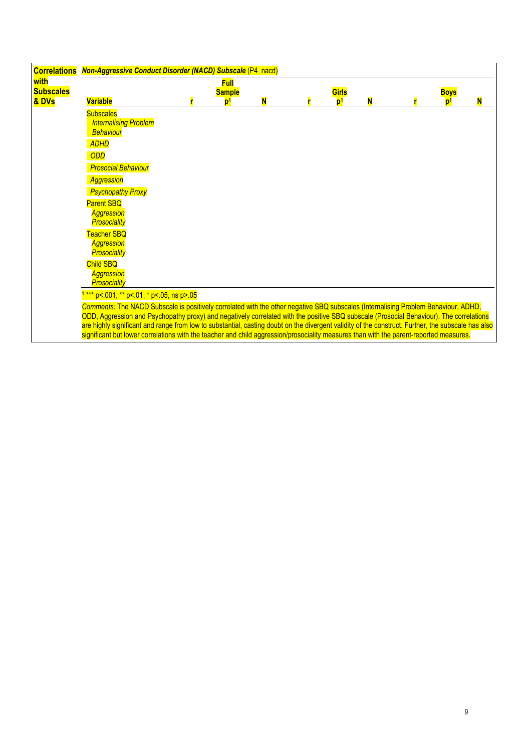| Correlations with Subscales & DVs | Non-Aggressive Conduct Disorder (NACD) Subscale (P4_nacd) | | | | | | | | | |
|---|---|---|---|---|---|---|---|---|---|---|
| | | | Full Sample | | | Girls | | | Boys | |
| | Variable | r | p[1] | N | r | p[1] | N | r | p[1] | N |
| | Subscales | | | | | | | | | |
| | *Internalising Problem Behaviour* | | | | | | | | | |
| | *ADHD* | | | | | | | | | |
| | *ODD* | | | | | | | | | |
| | *Prosocial Behaviour* | | | | | | | | | |
| | *Aggression* | | | | | | | | | |
| | *Psychopathy Proxy* | | | | | | | | | |
| | Parent SBQ | | | | | | | | | |
| | *Aggression* | | | | | | | | | |
| | *Prosociality* | | | | | | | | | |
| | Teacher SBQ | | | | | | | | | |
| | *Aggression* | | | | | | | | | |
| | *Prosociality* | | | | | | | | | |
| | Child SBQ | | | | | | | | | |
| | *Aggression* | | | | | | | | | |
| | *Prosociality* | | | | | | | | | |

[1] *** p<.001, ** p<.01, * p<.05, ns p>.05

*Comments:* The NACD Subscale is positively correlated with the other negative SBQ subscales (Internalising Problem Behaviour, ADHD, ODD, Aggression and Psychopathy proxy) and negatively correlated with the positive SBQ subscale (Prosocial Behaviour). The correlations are highly significant and range from low to substantial, casting doubt on the divergent validity of the construct. Further, the subscale has also significant but lower correlations with the teacher and child aggression/prosociality measures than with the parent-reported measures.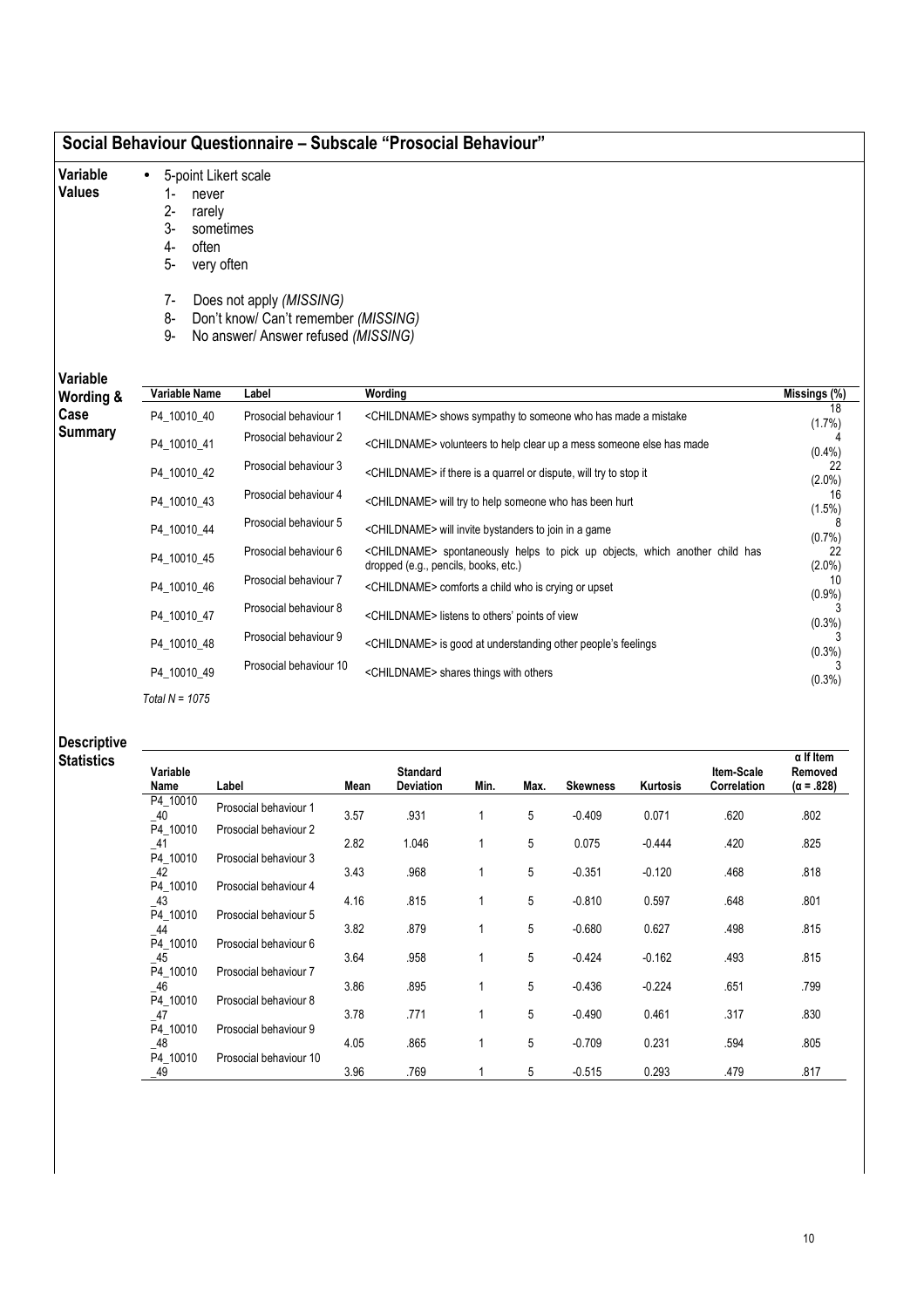## Social Behaviour Questionnaire – Subscale "Prosocial Behaviour"

**Variable Values**

- 5-point Likert scale
  1- never
  2- rarely
  3- sometimes
  4- often
  5- very often

  7- Does not apply *(MISSING)*
  8- Don't know/ Can't remember *(MISSING)*
  9- No answer/ Answer refused *(MISSING)*

**Variable Wording & Case Summary**

| Variable Name | Label | Wording | Missings (%) |
|---|---|---|---|
| P4_10010_40 | Prosocial behaviour 1 | <CHILDNAME> shows sympathy to someone who has made a mistake | 18 (1.7%) |
| P4_10010_41 | Prosocial behaviour 2 | <CHILDNAME> volunteers to help clear up a mess someone else has made | 4 (0.4%) |
| P4_10010_42 | Prosocial behaviour 3 | <CHILDNAME> if there is a quarrel or dispute, will try to stop it | 22 (2.0%) |
| P4_10010_43 | Prosocial behaviour 4 | <CHILDNAME> will try to help someone who has been hurt | 16 (1.5%) |
| P4_10010_44 | Prosocial behaviour 5 | <CHILDNAME> will invite bystanders to join in a game | 8 (0.7%) |
| P4_10010_45 | Prosocial behaviour 6 | <CHILDNAME> spontaneously helps to pick up objects, which another child has dropped (e.g., pencils, books, etc.) | 22 (2.0%) |
| P4_10010_46 | Prosocial behaviour 7 | <CHILDNAME> comforts a child who is crying or upset | 10 (0.9%) |
| P4_10010_47 | Prosocial behaviour 8 | <CHILDNAME> listens to others' points of view | 3 (0.3%) |
| P4_10010_48 | Prosocial behaviour 9 | <CHILDNAME> is good at understanding other people's feelings | 3 (0.3%) |
| P4_10010_49 | Prosocial behaviour 10 | <CHILDNAME> shares things with others | 3 (0.3%) |

*Total N = 1075*

**Descriptive Statistics**

| Variable Name | Label | Mean | Standard Deviation | Min. | Max. | Skewness | Kurtosis | Item-Scale Correlation | α If Item Removed (α = .828) |
|---|---|---|---|---|---|---|---|---|---|
| P4_10010_40 | Prosocial behaviour 1 | 3.57 | .931 | 1 | 5 | -0.409 | 0.071 | .620 | .802 |
| P4_10010_41 | Prosocial behaviour 2 | 2.82 | 1.046 | 1 | 5 | 0.075 | -0.444 | .420 | .825 |
| P4_10010_42 | Prosocial behaviour 3 | 3.43 | .968 | 1 | 5 | -0.351 | -0.120 | .468 | .818 |
| P4_10010_43 | Prosocial behaviour 4 | 4.16 | .815 | 1 | 5 | -0.810 | 0.597 | .648 | .801 |
| P4_10010_44 | Prosocial behaviour 5 | 3.82 | .879 | 1 | 5 | -0.680 | 0.627 | .498 | .815 |
| P4_10010_45 | Prosocial behaviour 6 | 3.64 | .958 | 1 | 5 | -0.424 | -0.162 | .493 | .815 |
| P4_10010_46 | Prosocial behaviour 7 | 3.86 | .895 | 1 | 5 | -0.436 | -0.224 | .651 | .799 |
| P4_10010_47 | Prosocial behaviour 8 | 3.78 | .771 | 1 | 5 | -0.490 | 0.461 | .317 | .830 |
| P4_10010_48 | Prosocial behaviour 9 | 4.05 | .865 | 1 | 5 | -0.709 | 0.231 | .594 | .805 |
| P4_10010_49 | Prosocial behaviour 10 | 3.96 | .769 | 1 | 5 | -0.515 | 0.293 | .479 | .817 |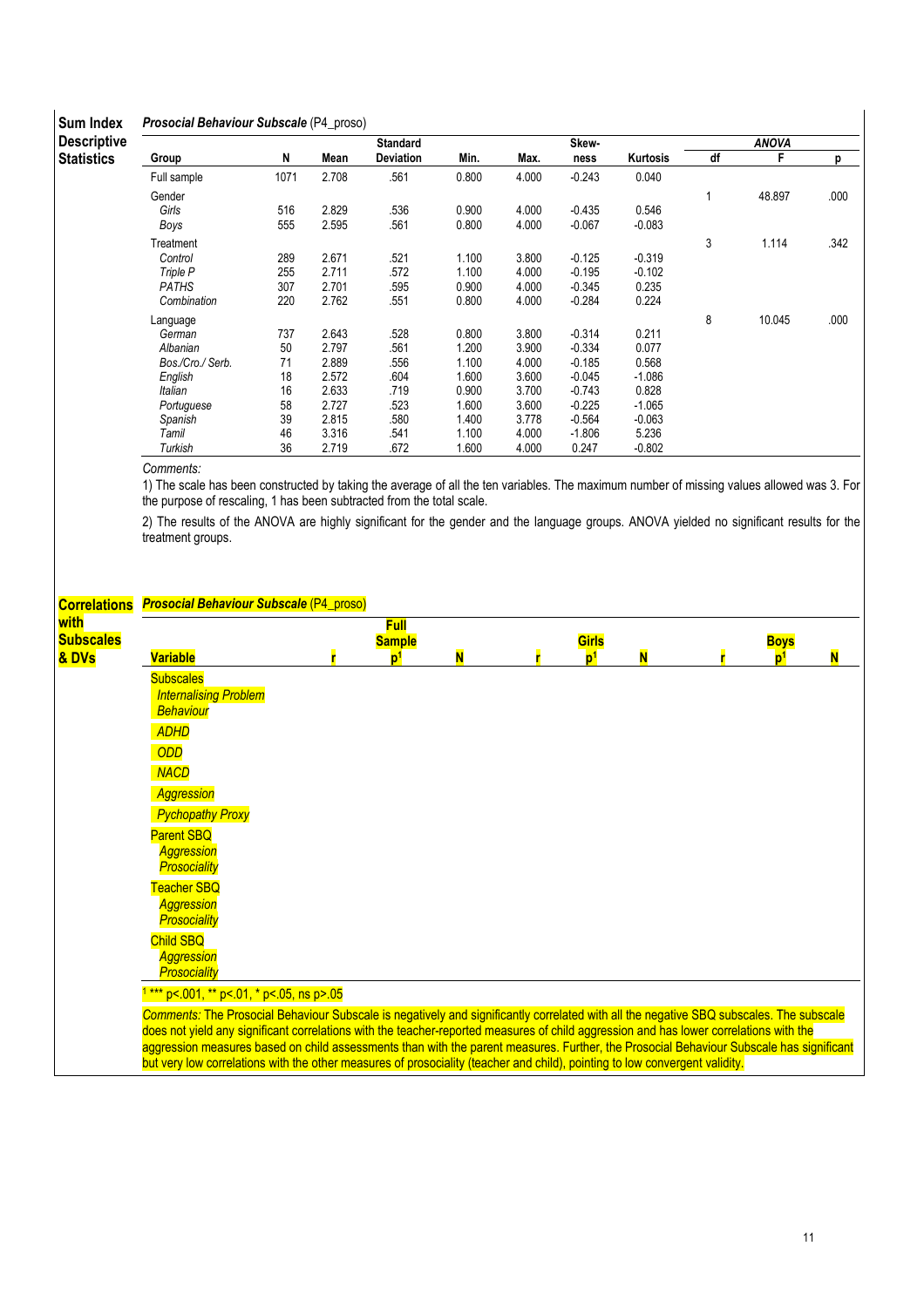**Sum Index Descriptive Statistics**

***Prosocial Behaviour Subscale*** (P4_proso)

| Group | N | Mean | Standard Deviation | Min. | Max. | Skew-ness | Kurtosis | ANOVA df | ANOVA F | ANOVA p |
|---|---|---|---|---|---|---|---|---|---|---|
| Full sample | 1071 | 2.708 | .561 | 0.800 | 4.000 | -0.243 | 0.040 | | | |
| Gender | | | | | | | | 1 | 48.897 | .000 |
| *Girls* | 516 | 2.829 | .536 | 0.900 | 4.000 | -0.435 | 0.546 | | | |
| *Boys* | 555 | 2.595 | .561 | 0.800 | 4.000 | -0.067 | -0.083 | | | |
| Treatment | | | | | | | | 3 | 1.114 | .342 |
| *Control* | 289 | 2.671 | .521 | 1.100 | 3.800 | -0.125 | -0.319 | | | |
| *Triple P* | 255 | 2.711 | .572 | 1.100 | 4.000 | -0.195 | -0.102 | | | |
| *PATHS* | 307 | 2.701 | .595 | 0.900 | 4.000 | -0.345 | 0.235 | | | |
| *Combination* | 220 | 2.762 | .551 | 0.800 | 4.000 | -0.284 | 0.224 | | | |
| Language | | | | | | | | 8 | 10.045 | .000 |
| *German* | 737 | 2.643 | .528 | 0.800 | 3.800 | -0.314 | 0.211 | | | |
| *Albanian* | 50 | 2.797 | .561 | 1.200 | 3.900 | -0.334 | 0.077 | | | |
| *Bos./Cro./ Serb.* | 71 | 2.889 | .556 | 1.100 | 4.000 | -0.185 | 0.568 | | | |
| *English* | 18 | 2.572 | .604 | 1.600 | 3.600 | -0.045 | -1.086 | | | |
| *Italian* | 16 | 2.633 | .719 | 0.900 | 3.700 | -0.743 | 0.828 | | | |
| *Portuguese* | 58 | 2.727 | .523 | 1.600 | 3.600 | -0.225 | -1.065 | | | |
| *Spanish* | 39 | 2.815 | .580 | 1.400 | 3.778 | -0.564 | -0.063 | | | |
| *Tamil* | 46 | 3.316 | .541 | 1.100 | 4.000 | -1.806 | 5.236 | | | |
| *Turkish* | 36 | 2.719 | .672 | 1.600 | 4.000 | 0.247 | -0.802 | | | |

*Comments:*

1) The scale has been constructed by taking the average of all the ten variables. The maximum number of missing values allowed was 3. For the purpose of rescaling, 1 has been subtracted from the total scale.

2) The results of the ANOVA are highly significant for the gender and the language groups. ANOVA yielded no significant results for the treatment groups.

**Correlations with Subscales & DVs**

***Prosocial Behaviour Subscale*** (P4_proso)

| Variable | Full Sample r | Full Sample p[1] | Full Sample N | Girls r | Girls p[1] | Girls N | Boys r | Boys p[1] | Boys N |
|---|---|---|---|---|---|---|---|---|---|
| Subscales | | | | | | | | | |
| *Internalising Problem Behaviour* | | | | | | | | | |
| *ADHD* | | | | | | | | | |
| *ODD* | | | | | | | | | |
| *NACD* | | | | | | | | | |
| *Aggression* | | | | | | | | | |
| *Pychopathy Proxy* | | | | | | | | | |
| Parent SBQ | | | | | | | | | |
| *Aggression* | | | | | | | | | |
| *Prosociality* | | | | | | | | | |
| Teacher SBQ | | | | | | | | | |
| *Aggression* | | | | | | | | | |
| *Prosociality* | | | | | | | | | |
| Child SBQ | | | | | | | | | |
| *Aggression* | | | | | | | | | |
| *Prosociality* | | | | | | | | | |

[1] *** p<.001, ** p<.01, * p<.05, ns p>.05

*Comments:* The Prosocial Behaviour Subscale is negatively and significantly correlated with all the negative SBQ subscales. The subscale does not yield any significant correlations with the teacher-reported measures of child aggression and has lower correlations with the aggression measures based on child assessments than with the parent measures. Further, the Prosocial Behaviour Subscale has significant but very low correlations with the other measures of prosociality (teacher and child), pointing to low convergent validity.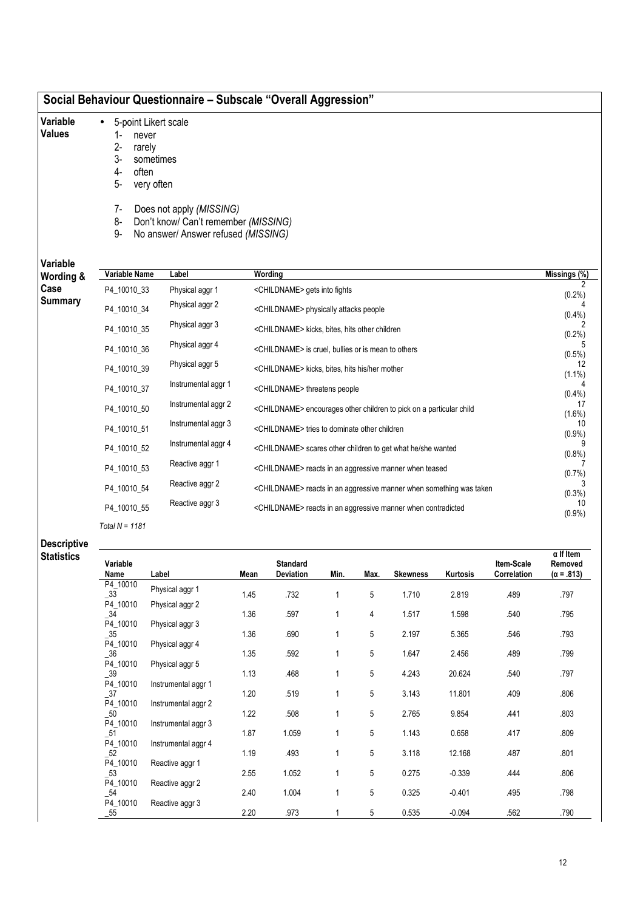## Social Behaviour Questionnaire – Subscale "Overall Aggression"

**Variable Values**

- 5-point Likert scale
  1- never
  2- rarely
  3- sometimes
  4- often
  5- very often

  7- Does not apply *(MISSING)*
  8- Don't know/ Can't remember *(MISSING)*
  9- No answer/ Answer refused *(MISSING)*

**Variable Wording & Case Summary**

| Variable Name | Label | Wording | Missings (%) |
|---|---|---|---|
| P4_10010_33 | Physical aggr 1 | <CHILDNAME> gets into fights | 2 (0.2%) |
| P4_10010_34 | Physical aggr 2 | <CHILDNAME> physically attacks people | 4 (0.4%) |
| P4_10010_35 | Physical aggr 3 | <CHILDNAME> kicks, bites, hits other children | 2 (0.2%) |
| P4_10010_36 | Physical aggr 4 | <CHILDNAME> is cruel, bullies or is mean to others | 5 (0.5%) |
| P4_10010_39 | Physical aggr 5 | <CHILDNAME> kicks, bites, hits his/her mother | 12 (1.1%) |
| P4_10010_37 | Instrumental aggr 1 | <CHILDNAME> threatens people | 4 (0.4%) |
| P4_10010_50 | Instrumental aggr 2 | <CHILDNAME> encourages other children to pick on a particular child | 17 (1.6%) |
| P4_10010_51 | Instrumental aggr 3 | <CHILDNAME> tries to dominate other children | 10 (0.9%) |
| P4_10010_52 | Instrumental aggr 4 | <CHILDNAME> scares other children to get what he/she wanted | 9 (0.8%) |
| P4_10010_53 | Reactive aggr 1 | <CHILDNAME> reacts in an aggressive manner when teased | 7 (0.7%) |
| P4_10010_54 | Reactive aggr 2 | <CHILDNAME> reacts in an aggressive manner when something was taken | 3 (0.3%) |
| P4_10010_55 | Reactive aggr 3 | <CHILDNAME> reacts in an aggressive manner when contradicted | 10 (0.9%) |

*Total N = 1181*

**Descriptive Statistics**

| Variable Name | Label | Mean | Standard Deviation | Min. | Max. | Skewness | Kurtosis | Item-Scale Correlation | α If Item Removed (α = .813) |
|---|---|---|---|---|---|---|---|---|---|
| P4_10010_33 | Physical aggr 1 | 1.45 | .732 | 1 | 5 | 1.710 | 2.819 | .489 | .797 |
| P4_10010_34 | Physical aggr 2 | 1.36 | .597 | 1 | 4 | 1.517 | 1.598 | .540 | .795 |
| P4_10010_35 | Physical aggr 3 | 1.36 | .690 | 1 | 5 | 2.197 | 5.365 | .546 | .793 |
| P4_10010_36 | Physical aggr 4 | 1.35 | .592 | 1 | 5 | 1.647 | 2.456 | .489 | .799 |
| P4_10010_39 | Physical aggr 5 | 1.13 | .468 | 1 | 5 | 4.243 | 20.624 | .540 | .797 |
| P4_10010_37 | Instrumental aggr 1 | 1.20 | .519 | 1 | 5 | 3.143 | 11.801 | .409 | .806 |
| P4_10010_50 | Instrumental aggr 2 | 1.22 | .508 | 1 | 5 | 2.765 | 9.854 | .441 | .803 |
| P4_10010_51 | Instrumental aggr 3 | 1.87 | 1.059 | 1 | 5 | 1.143 | 0.658 | .417 | .809 |
| P4_10010_52 | Instrumental aggr 4 | 1.19 | .493 | 1 | 5 | 3.118 | 12.168 | .487 | .801 |
| P4_10010_53 | Reactive aggr 1 | 2.55 | 1.052 | 1 | 5 | 0.275 | -0.339 | .444 | .806 |
| P4_10010_54 | Reactive aggr 2 | 2.40 | 1.004 | 1 | 5 | 0.325 | -0.401 | .495 | .798 |
| P4_10010_55 | Reactive aggr 3 | 2.20 | .973 | 1 | 5 | 0.535 | -0.094 | .562 | .790 |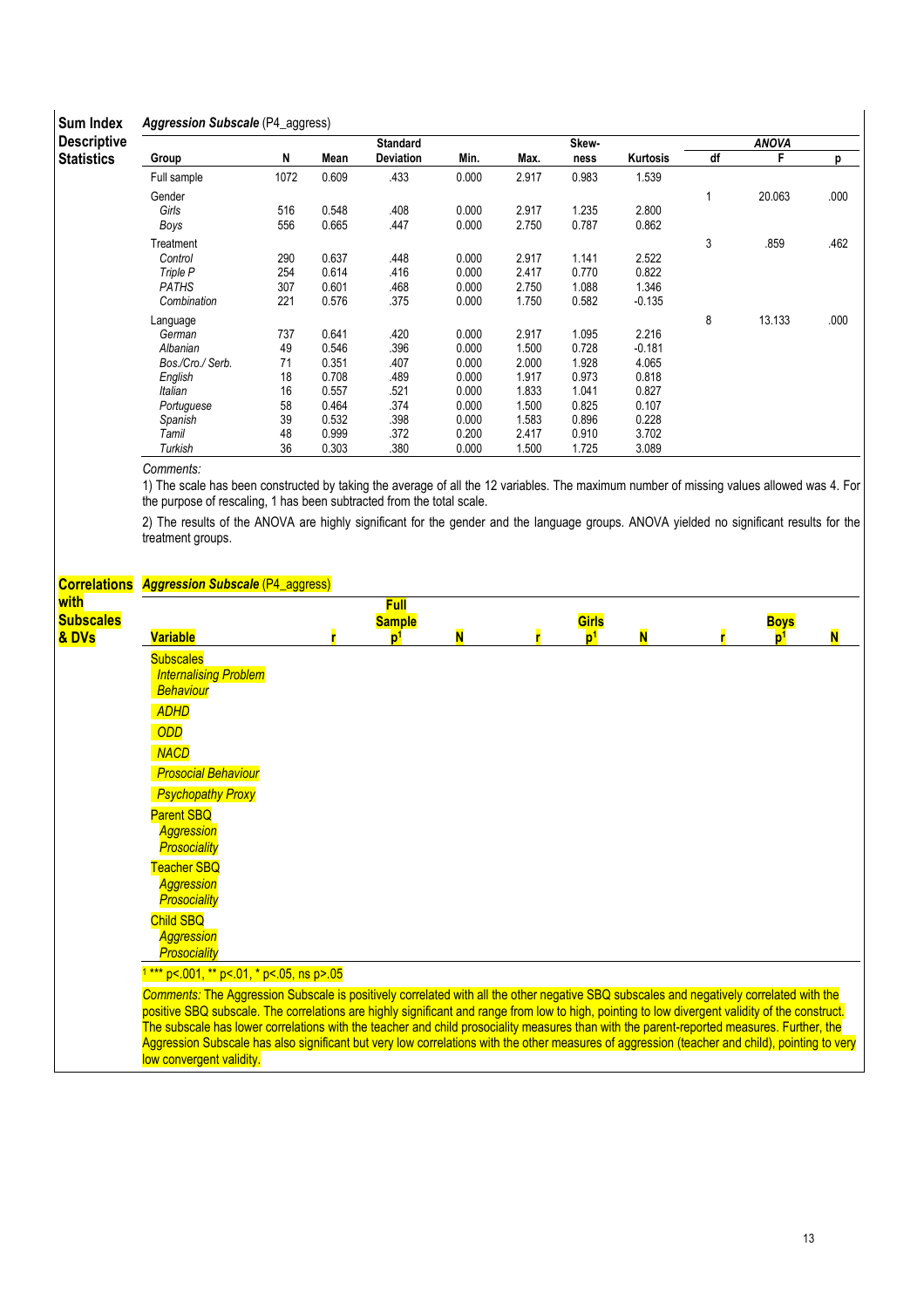**Sum Index Descriptive Statistics**

*Aggression Subscale* (P4_aggress)

| Group | N | Mean | Standard Deviation | Min. | Max. | Skew-ness | Kurtosis | ANOVA df | ANOVA F | ANOVA p |
|---|---|---|---|---|---|---|---|---|---|---|
| Full sample | 1072 | 0.609 | .433 | 0.000 | 2.917 | 0.983 | 1.539 | | | |
| Gender | | | | | | | | 1 | 20.063 | .000 |
| *Girls* | 516 | 0.548 | .408 | 0.000 | 2.917 | 1.235 | 2.800 | | | |
| *Boys* | 556 | 0.665 | .447 | 0.000 | 2.750 | 0.787 | 0.862 | | | |
| Treatment | | | | | | | | 3 | .859 | .462 |
| *Control* | 290 | 0.637 | .448 | 0.000 | 2.917 | 1.141 | 2.522 | | | |
| *Triple P* | 254 | 0.614 | .416 | 0.000 | 2.417 | 0.770 | 0.822 | | | |
| *PATHS* | 307 | 0.601 | .468 | 0.000 | 2.750 | 1.088 | 1.346 | | | |
| *Combination* | 221 | 0.576 | .375 | 0.000 | 1.750 | 0.582 | -0.135 | | | |
| Language | | | | | | | | 8 | 13.133 | .000 |
| *German* | 737 | 0.641 | .420 | 0.000 | 2.917 | 1.095 | 2.216 | | | |
| *Albanian* | 49 | 0.546 | .396 | 0.000 | 1.500 | 0.728 | -0.181 | | | |
| *Bos./Cro./ Serb.* | 71 | 0.351 | .407 | 0.000 | 2.000 | 1.928 | 4.065 | | | |
| *English* | 18 | 0.708 | .489 | 0.000 | 1.917 | 0.973 | 0.818 | | | |
| *Italian* | 16 | 0.557 | .521 | 0.000 | 1.833 | 1.041 | 0.827 | | | |
| *Portuguese* | 58 | 0.464 | .374 | 0.000 | 1.500 | 0.825 | 0.107 | | | |
| *Spanish* | 39 | 0.532 | .398 | 0.000 | 1.583 | 0.896 | 0.228 | | | |
| *Tamil* | 48 | 0.999 | .372 | 0.200 | 2.417 | 0.910 | 3.702 | | | |
| *Turkish* | 36 | 0.303 | .380 | 0.000 | 1.500 | 1.725 | 3.089 | | | |

*Comments:*

1) The scale has been constructed by taking the average of all the 12 variables. The maximum number of missing values allowed was 4. For the purpose of rescaling, 1 has been subtracted from the total scale.

2) The results of the ANOVA are highly significant for the gender and the language groups. ANOVA yielded no significant results for the treatment groups.

**Correlations with Subscales & DVs**

*Aggression Subscale* (P4_aggress)

| Variable | Full Sample r | Full Sample p[1] | Full Sample N | Girls r | Girls p[1] | Girls N | Boys r | Boys p[1] | Boys N |
|---|---|---|---|---|---|---|---|---|---|
| Subscales | | | | | | | | | |
| *Internalising Problem Behaviour* | | | | | | | | | |
| *ADHD* | | | | | | | | | |
| *ODD* | | | | | | | | | |
| *NACD* | | | | | | | | | |
| *Prosocial Behaviour* | | | | | | | | | |
| *Psychopathy Proxy* | | | | | | | | | |
| Parent SBQ | | | | | | | | | |
| *Aggression* | | | | | | | | | |
| *Prosociality* | | | | | | | | | |
| Teacher SBQ | | | | | | | | | |
| *Aggression* | | | | | | | | | |
| *Prosociality* | | | | | | | | | |
| Child SBQ | | | | | | | | | |
| *Aggression* | | | | | | | | | |
| *Prosociality* | | | | | | | | | |

[1] *** p<.001, ** p<.01, * p<.05, ns p>.05

*Comments:* The Aggression Subscale is positively correlated with all the other negative SBQ subscales and negatively correlated with the positive SBQ subscale. The correlations are highly significant and range from low to high, pointing to low divergent validity of the construct. The subscale has lower correlations with the teacher and child prosociality measures than with the parent-reported measures. Further, the Aggression Subscale has also significant but very low correlations with the other measures of aggression (teacher and child), pointing to very low convergent validity.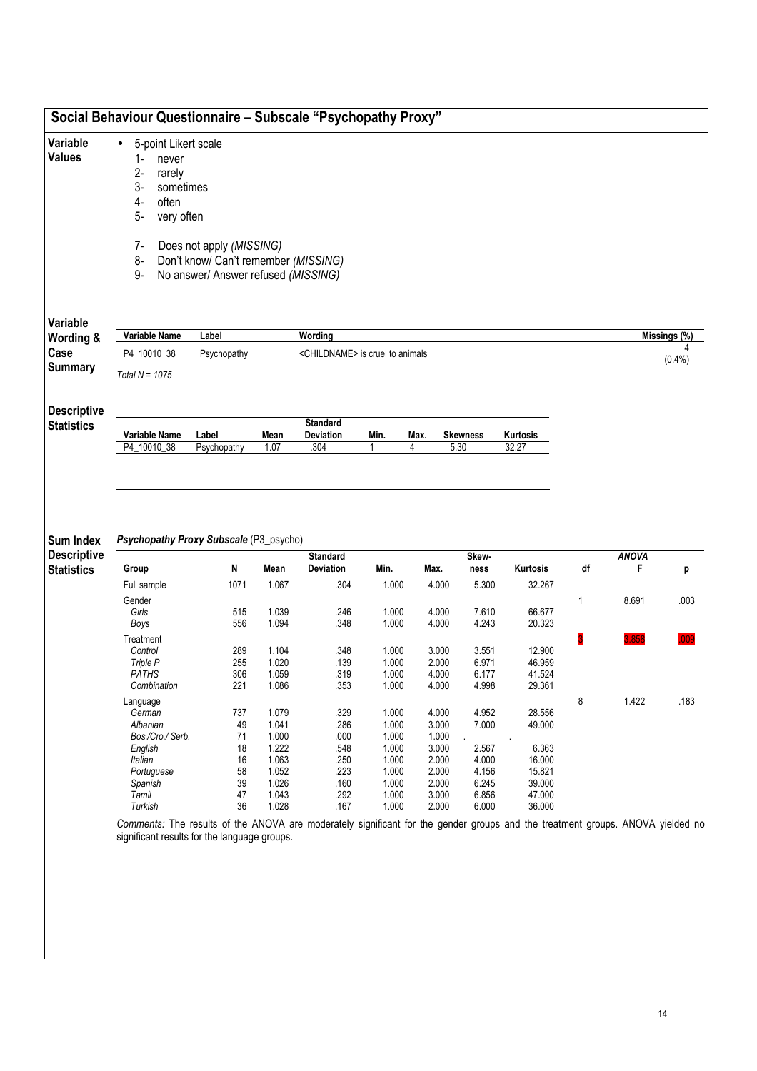## Social Behaviour Questionnaire – Subscale "Psychopathy Proxy"

**Variable Values**

- 5-point Likert scale
  1- never
  2- rarely
  3- sometimes
  4- often
  5- very often

  7- *Does not apply (MISSING)*
  8- *Don't know/ Can't remember (MISSING)*
  9- *No answer/ Answer refused (MISSING)*

**Variable Wording & Case Summary**

| Variable Name | Label | Wording | Missings (%) |
|---|---|---|---|
| P4_10010_38 | Psychopathy | <CHILDNAME> is cruel to animals | 4 (0.4%) |

*Total N = 1075*

**Descriptive Statistics**

| Variable Name | Label | Mean | Standard Deviation | Min. | Max. | Skewness | Kurtosis |
|---|---|---|---|---|---|---|---|
| P4_10010_38 | Psychopathy | 1.07 | .304 | 1 | 4 | 5.30 | 32.27 |

**Sum Index Descriptive Statistics**

***Psychopathy Proxy Subscale*** (P3_psycho)

| Group | N | Mean | Standard Deviation | Min. | Max. | Skewness | Kurtosis | ANOVA df | ANOVA F | ANOVA p |
|---|---|---|---|---|---|---|---|---|---|---|
| Full sample | 1071 | 1.067 | .304 | 1.000 | 4.000 | 5.300 | 32.267 | | | |
| Gender | | | | | | | | 1 | 8.691 | .003 |
| *Girls* | 515 | 1.039 | .246 | 1.000 | 4.000 | 7.610 | 66.677 | | | |
| *Boys* | 556 | 1.094 | .348 | 1.000 | 4.000 | 4.243 | 20.323 | | | |
| Treatment | | | | | | | | 3 | 3.858 | .009 |
| *Control* | 289 | 1.104 | .348 | 1.000 | 3.000 | 3.551 | 12.900 | | | |
| *Triple P* | 255 | 1.020 | .139 | 1.000 | 2.000 | 6.971 | 46.959 | | | |
| *PATHS* | 306 | 1.059 | .319 | 1.000 | 4.000 | 6.177 | 41.524 | | | |
| *Combination* | 221 | 1.086 | .353 | 1.000 | 4.000 | 4.998 | 29.361 | | | |
| Language | | | | | | | | 8 | 1.422 | .183 |
| *German* | 737 | 1.079 | .329 | 1.000 | 4.000 | 4.952 | 28.556 | | | |
| *Albanian* | 49 | 1.041 | .286 | 1.000 | 3.000 | 7.000 | 49.000 | | | |
| *Bos./Cro./ Serb.* | 71 | 1.000 | .000 | 1.000 | 1.000 | . | . | | | |
| *English* | 18 | 1.222 | .548 | 1.000 | 3.000 | 2.567 | 6.363 | | | |
| *Italian* | 16 | 1.063 | .250 | 1.000 | 2.000 | 4.000 | 16.000 | | | |
| *Portuguese* | 58 | 1.052 | .223 | 1.000 | 2.000 | 4.156 | 15.821 | | | |
| *Spanish* | 39 | 1.026 | .160 | 1.000 | 2.000 | 6.245 | 39.000 | | | |
| *Tamil* | 47 | 1.043 | .292 | 1.000 | 3.000 | 6.856 | 47.000 | | | |
| *Turkish* | 36 | 1.028 | .167 | 1.000 | 2.000 | 6.000 | 36.000 | | | |

*Comments:* The results of the ANOVA are moderately significant for the gender groups and the treatment groups. ANOVA yielded no significant results for the language groups.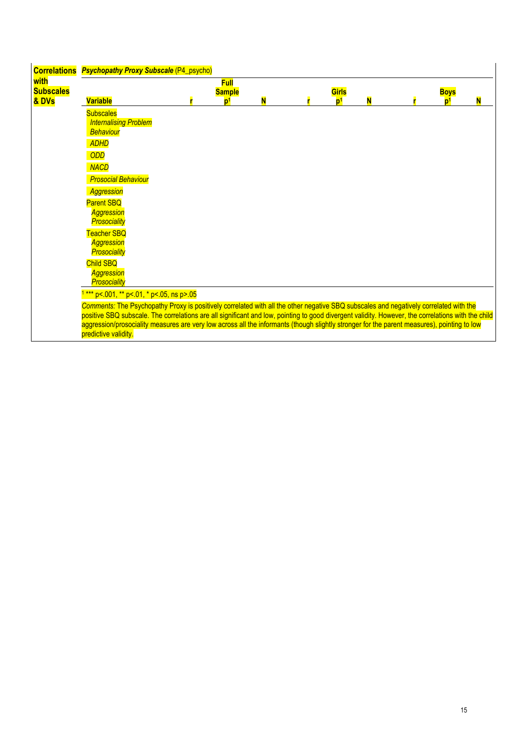| Correlations with Subscales & DVs | *Psychopathy Proxy Subscale* (P4_psycho) | | | | | | | | | |
|---|---|---|---|---|---|---|---|---|---|---|
| | | | **Full Sample** | | | **Girls** | | | **Boys** | |
| | **Variable** | **r** | **p[1]** | **N** | **r** | **p[1]** | **N** | **r** | **p[1]** | **N** |
| | Subscales | | | | | | | | | |
| | *Internalising Problem Behaviour* | | | | | | | | | |
| | *ADHD* | | | | | | | | | |
| | *ODD* | | | | | | | | | |
| | *NACD* | | | | | | | | | |
| | *Prosocial Behaviour* | | | | | | | | | |
| | *Aggression* | | | | | | | | | |
| | Parent SBQ | | | | | | | | | |
| | *Aggression* | | | | | | | | | |
| | *Prosociality* | | | | | | | | | |
| | Teacher SBQ | | | | | | | | | |
| | *Aggression* | | | | | | | | | |
| | *Prosociality* | | | | | | | | | |
| | Child SBQ | | | | | | | | | |
| | *Aggression* | | | | | | | | | |
| | *Prosociality* | | | | | | | | | |

[1] *** p<.001, ** p<.01, * p<.05, ns p>.05

*Comments:* The Psychopathy Proxy is positively correlated with all the other negative SBQ subscales and negatively correlated with the positive SBQ subscale. The correlations are all significant and low, pointing to good divergent validity. However, the correlations with the child aggression/prosociality measures are very low across all the informants (though slightly stronger for the parent measures), pointing to low predictive validity.